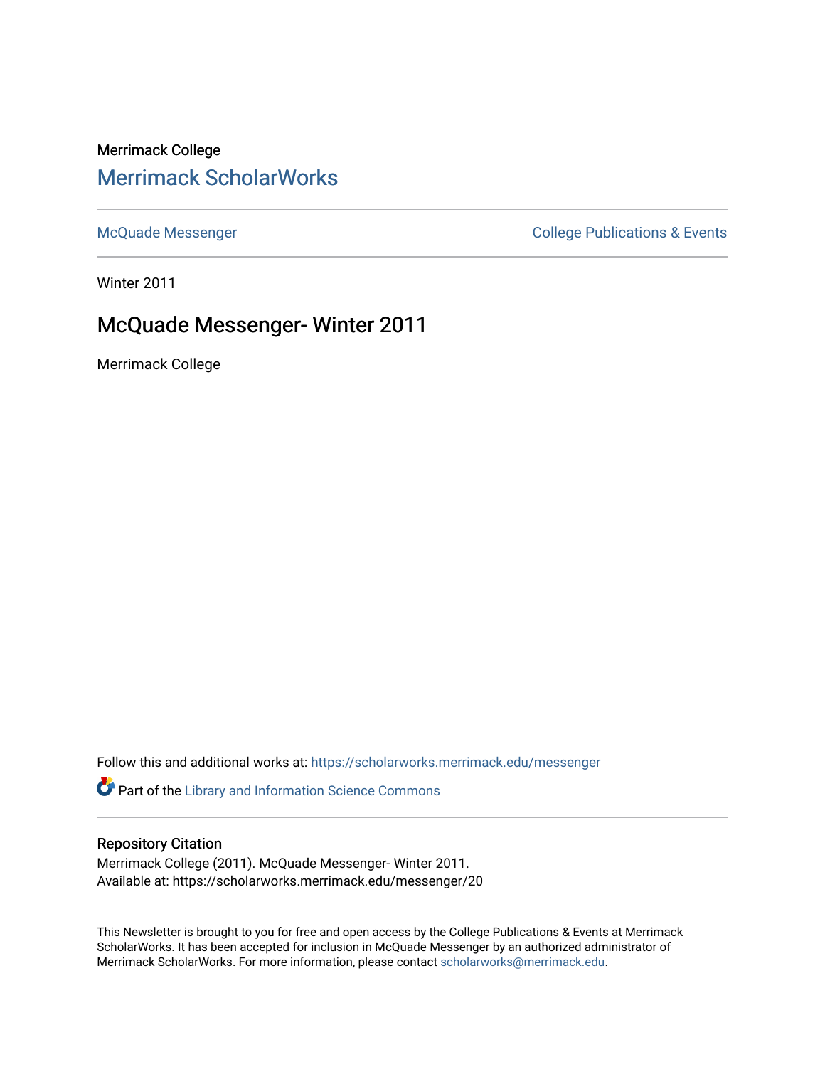Merrimack College

## Merrimack ScholarWorks

McQuade Messenger

College Publications & Events

Winter 2011

# McQuade Messenger- Winter 2011

Merrimack College

Follow this and additional works at: https://scholarworks.merrimack.edu/messenger

Part of the Library and Information Science Commons

### Repository Citation

Merrimack College (2011). McQuade Messenger- Winter 2011.
Available at: https://scholarworks.merrimack.edu/messenger/20

This Newsletter is brought to you for free and open access by the College Publications & Events at Merrimack ScholarWorks. It has been accepted for inclusion in McQuade Messenger by an authorized administrator of Merrimack ScholarWorks. For more information, please contact scholarworks@merrimack.edu.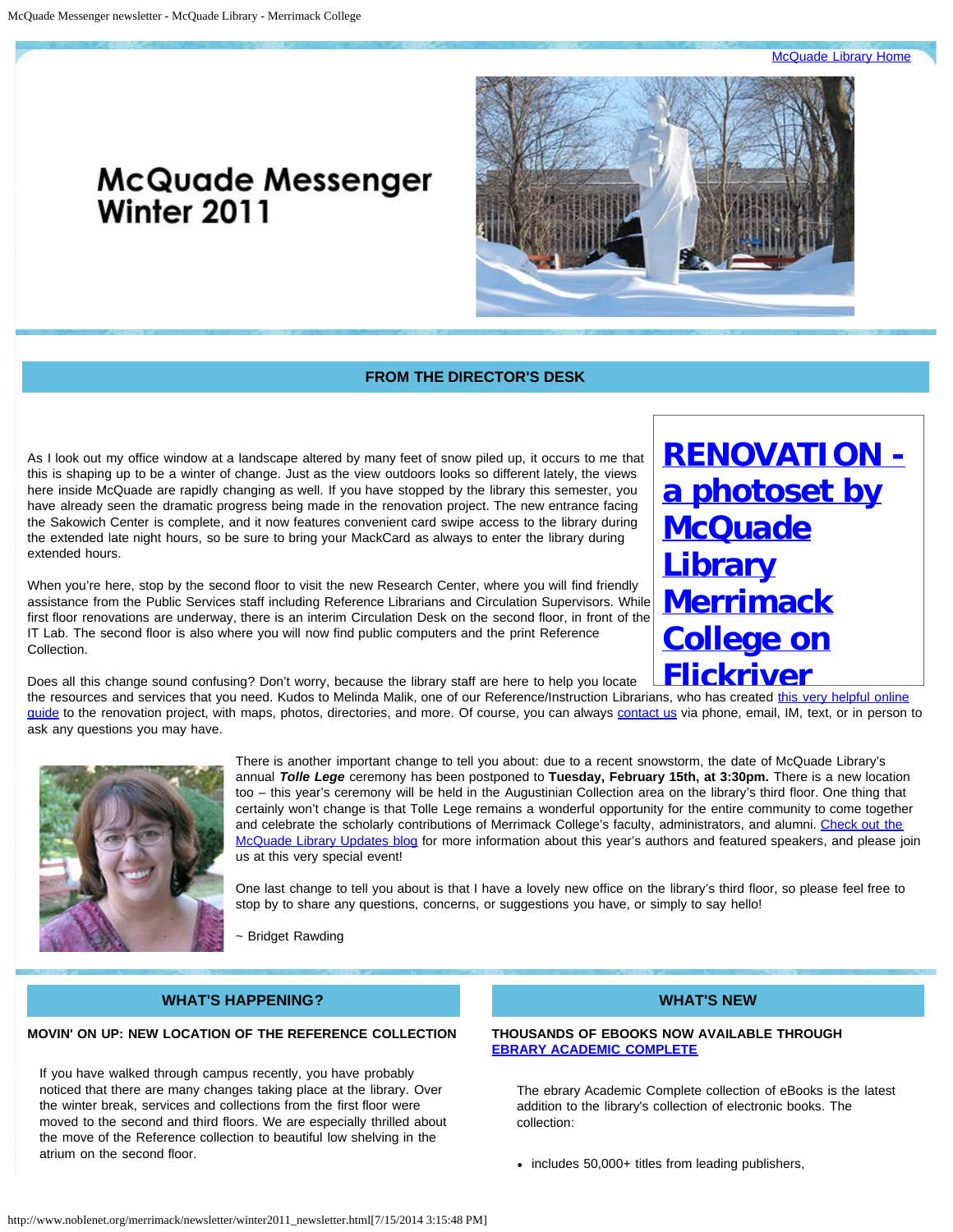[McQuade Library Home](http://www.noblenet.org/merrimack/)

# McQuade Messenger Winter 2011

## FROM THE DIRECTOR'S DESK

[**RENOVATION - a photoset by McQuade Library Merrimack College on Flickriver**]()

As I look out my office window at a landscape altered by many feet of snow piled up, it occurs to me that this is shaping up to be a winter of change. Just as the view outdoors looks so different lately, the views here inside McQuade are rapidly changing as well. If you have stopped by the library this semester, you have already seen the dramatic progress being made in the renovation project. The new entrance facing the Sakowich Center is complete, and it now features convenient card swipe access to the library during the extended late night hours, so be sure to bring your MackCard as always to enter the library during extended hours.

When you're here, stop by the second floor to visit the new Research Center, where you will find friendly assistance from the Public Services staff including Reference Librarians and Circulation Supervisors. While first floor renovations are underway, there is an interim Circulation Desk on the second floor, in front of the IT Lab. The second floor is also where you will now find public computers and the print Reference Collection.

Does all this change sound confusing? Don't worry, because the library staff are here to help you locate the resources and services that you need. Kudos to Melinda Malik, one of our Reference/Instruction Librarians, who has created [this very helpful online guide]() to the renovation project, with maps, photos, directories, and more. Of course, you can always [contact us]() via phone, email, IM, text, or in person to ask any questions you may have.

There is another important change to tell you about: due to a recent snowstorm, the date of McQuade Library's annual ***Tolle Lege*** ceremony has been postponed to **Tuesday, February 15th, at 3:30pm.** There is a new location too – this year's ceremony will be held in the Augustinian Collection area on the library's third floor. One thing that certainly won't change is that Tolle Lege remains a wonderful opportunity for the entire community to come together and celebrate the scholarly contributions of Merrimack College's faculty, administrators, and alumni. [Check out the McQuade Library Updates blog]() for more information about this year's authors and featured speakers, and please join us at this very special event!

One last change to tell you about is that I have a lovely new office on the library's third floor, so please feel free to stop by to share any questions, concerns, or suggestions you have, or simply to say hello!

~ Bridget Rawding

## WHAT'S HAPPENING?

### MOVIN' ON UP: NEW LOCATION OF THE REFERENCE COLLECTION

If you have walked through campus recently, you have probably noticed that there are many changes taking place at the library. Over the winter break, services and collections from the first floor were moved to the second and third floors. We are especially thrilled about the move of the Reference collection to beautiful low shelving in the atrium on the second floor.

## WHAT'S NEW

### THOUSANDS OF EBOOKS NOW AVAILABLE THROUGH [EBRARY ACADEMIC COMPLETE]()

The ebrary Academic Complete collection of eBooks is the latest addition to the library's collection of electronic books. The collection:

- includes 50,000+ titles from leading publishers,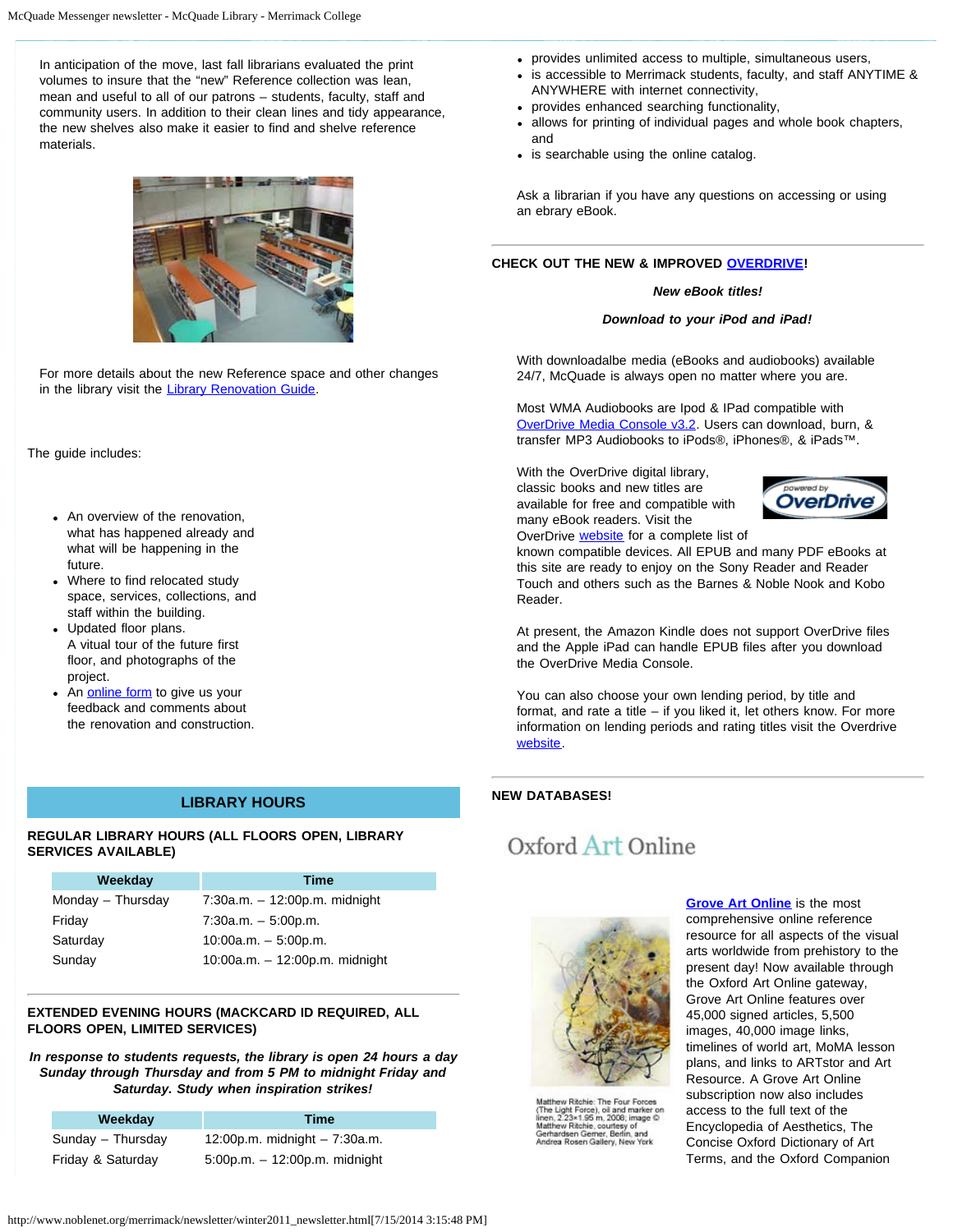In anticipation of the move, last fall librarians evaluated the print volumes to insure that the "new" Reference collection was lean, mean and useful to all of our patrons – students, faculty, staff and community users. In addition to their clean lines and tidy appearance, the new shelves also make it easier to find and shelve reference materials.

For more details about the new Reference space and other changes in the library visit the Library Renovation Guide.

The guide includes:

- An overview of the renovation, what has happened already and what will be happening in the future.
- Where to find relocated study space, services, collections, and staff within the building.
- Updated floor plans.
  A vitual tour of the future first floor, and photographs of the project.
- An online form to give us your feedback and comments about the renovation and construction.

## LIBRARY HOURS

### REGULAR LIBRARY HOURS (ALL FLOORS OPEN, LIBRARY SERVICES AVAILABLE)

| Weekday | Time |
|---|---|
| Monday – Thursday | 7:30a.m. – 12:00p.m. midnight |
| Friday | 7:30a.m. – 5:00p.m. |
| Saturday | 10:00a.m. – 5:00p.m. |
| Sunday | 10:00a.m. – 12:00p.m. midnight |

### EXTENDED EVENING HOURS (MACKCARD ID REQUIRED, ALL FLOORS OPEN, LIMITED SERVICES)

***In response to students requests, the library is open 24 hours a day Sunday through Thursday and from 5 PM to midnight Friday and Saturday. Study when inspiration strikes!***

| Weekday | Time |
|---|---|
| Sunday – Thursday | 12:00p.m. midnight – 7:30a.m. |
| Friday & Saturday | 5:00p.m. – 12:00p.m. midnight |

- provides unlimited access to multiple, simultaneous users,
- is accessible to Merrimack students, faculty, and staff ANYTIME & ANYWHERE with internet connectivity,
- provides enhanced searching functionality,
- allows for printing of individual pages and whole book chapters, and
- is searchable using the online catalog.

Ask a librarian if you have any questions on accessing or using an ebrary eBook.

### CHECK OUT THE NEW & IMPROVED OVERDRIVE!

***New eBook titles!***

***Download to your iPod and iPad!***

With downloadalbe media (eBooks and audiobooks) available 24/7, McQuade is always open no matter where you are.

Most WMA Audiobooks are Ipod & IPad compatible with OverDrive Media Console v3.2. Users can download, burn, & transfer MP3 Audiobooks to iPods®, iPhones®, & iPads™.

With the OverDrive digital library, classic books and new titles are available for free and compatible with many eBook readers. Visit the OverDrive website for a complete list of known compatible devices. All EPUB and many PDF eBooks at this site are ready to enjoy on the Sony Reader and Reader Touch and others such as the Barnes & Noble Nook and Kobo Reader.

At present, the Amazon Kindle does not support OverDrive files and the Apple iPad can handle EPUB files after you download the OverDrive Media Console.

You can also choose your own lending period, by title and format, and rate a title – if you liked it, let others know. For more information on lending periods and rating titles visit the Overdrive website.

### NEW DATABASES!

Oxford Art Online

Matthew Ritchie: The Four Forces (The Light Force), oil and marker on linen, 2.23×1.95 m, 2008; image © Matthew Ritchie, courtesy of Gerhardsen Gerner, Berlin, and Andrea Rosen Gallery, New York

**Grove Art Online** is the most comprehensive online reference resource for all aspects of the visual arts worldwide from prehistory to the present day! Now available through the Oxford Art Online gateway, Grove Art Online features over 45,000 signed articles, 5,500 images, 40,000 image links, timelines of world art, MoMA lesson plans, and links to ARTstor and Art Resource. A Grove Art Online subscription now also includes access to the full text of the Encyclopedia of Aesthetics, The Concise Oxford Dictionary of Art Terms, and the Oxford Companion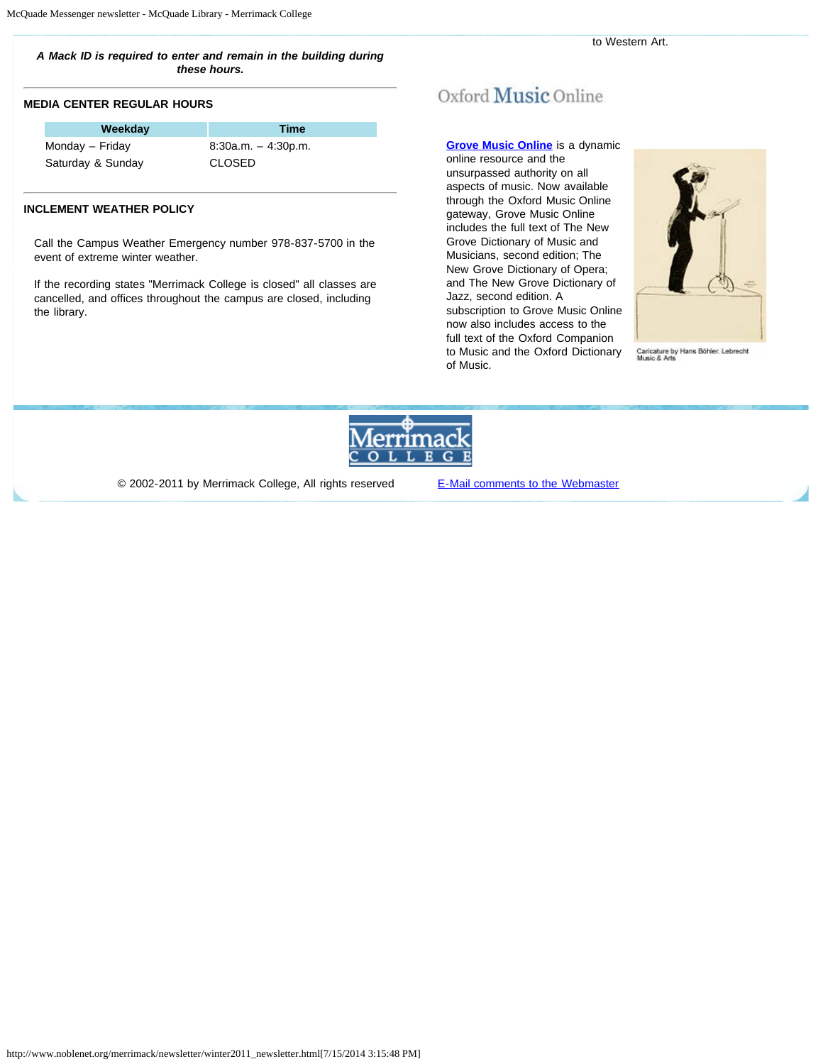*A Mack ID is required to enter and remain in the building during these hours.*

**MEDIA CENTER REGULAR HOURS**

| Weekday | Time |
|---|---|
| Monday – Friday | 8:30a.m. – 4:30p.m. |
| Saturday & Sunday | CLOSED |

**INCLEMENT WEATHER POLICY**

Call the Campus Weather Emergency number 978-837-5700 in the event of extreme winter weather.

If the recording states "Merrimack College is closed" all classes are cancelled, and offices throughout the campus are closed, including the library.

to Western Art.

Oxford Music Online

**Grove Music Online** is a dynamic online resource and the unsurpassed authority on all aspects of music. Now available through the Oxford Music Online gateway, Grove Music Online includes the full text of The New Grove Dictionary of Music and Musicians, second edition; The New Grove Dictionary of Opera; and The New Grove Dictionary of Jazz, second edition. A subscription to Grove Music Online now also includes access to the full text of the Oxford Companion to Music and the Oxford Dictionary of Music.

Caricature by Hans Böhler. Lebrecht Music & Arts

© 2002-2011 by Merrimack College, All rights reserved

E-Mail comments to the Webmaster